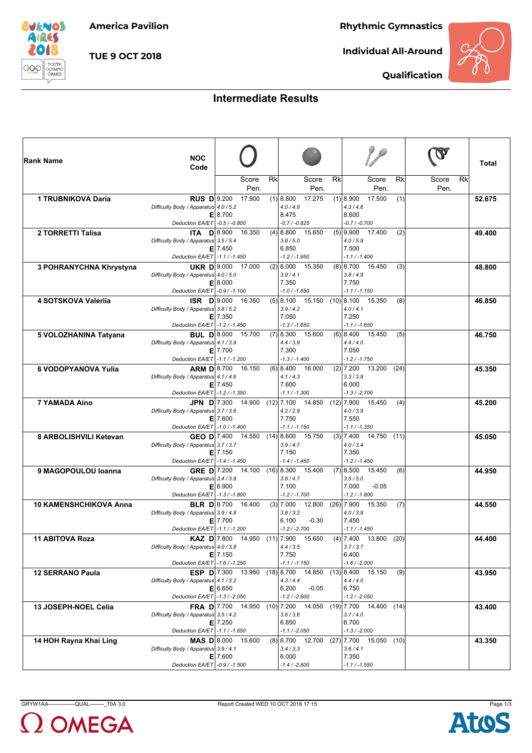America Pavilion

TUE 9 OCT 2018

Rhythmic Gymnastics

Individual All-Around

Qualification

## Intermediate Results

| Rank | Name | NOC Code | | Hoop Score | Hoop Pen. | Rk | Ball Score | Ball Pen. | Rk | Clubs Score | Clubs Pen. | Rk | Ribbon Score | Ribbon Pen. | Rk | Total |
|---|---|---|---|---|---|---|---|---|---|---|---|---|---|---|---|---|
| 1 | TRUBNIKOVA Daria | RUS | D | 9.200 | 17.900 | (1) | 8.800 | 17.275 | (1) | 8.900 | 17.500 | (1) | | | | 52.675 |
| | | | Difficulty Body / Apparatus | 4.0 / 5.2 | | | 4.0 / 4.8 | | | 4.3 / 4.6 | | | | | | |
| | | | E | 8.700 | | | 8.475 | | | 8.600 | | | | | | |
| | | | Deduction EA/ET | -0.5 / -0.800 | | | -0.7 / -0.825 | | | -0.7 / -0.700 | | | | | | |
| 2 | TORRETTI Talisa | ITA | D | 8.900 | 16.350 | (4) | 8.800 | 15.650 | (5) | 9.900 | 17.400 | (2) | | | | 49.400 |
| | | | Difficulty Body / Apparatus | 3.5 / 5.4 | | | 3.8 / 5.0 | | | 4.0 / 5.9 | | | | | | |
| | | | E | 7.450 | | | 6.850 | | | 7.500 | | | | | | |
| | | | Deduction EA/ET | -1.1 / -1.450 | | | -1.2 / -1.950 | | | -1.1 / -1.400 | | | | | | |
| 3 | POHRANYCHNA Khrystyna | UKR | D | 9.000 | 17.000 | (2) | 8.000 | 15.350 | (8) | 8.700 | 16.450 | (3) | | | | 48.800 |
| | | | Difficulty Body / Apparatus | 4.0 / 5.0 | | | 3.9 / 4.1 | | | 3.8 / 4.9 | | | | | | |
| | | | E | 8.000 | | | 7.350 | | | 7.750 | | | | | | |
| | | | Deduction EA/ET | -0.9 / -1.100 | | | -1.0 / -1.650 | | | -1.1 / -1.150 | | | | | | |
| 4 | SOTSKOVA Valeriia | ISR | D | 9.000 | 16.350 | (5) | 8.100 | 15.150 | (10) | 8.100 | 15.350 | (8) | | | | 46.850 |
| | | | Difficulty Body / Apparatus | 3.8 / 5.2 | | | 3.9 / 4.2 | | | 4.0 / 4.1 | | | | | | |
| | | | E | 7.350 | | | 7.050 | | | 7.250 | | | | | | |
| | | | Deduction EA/ET | -1.2 / -1.450 | | | -1.3 / -1.650 | | | -1.1 / -1.650 | | | | | | |
| 5 | VOLOZHANINA Tatyana | BUL | D | 8.000 | 15.700 | (7) | 8.300 | 15.600 | (6) | 8.400 | 15.450 | (5) | | | | 46.750 |
| | | | Difficulty Body / Apparatus | 4.1 / 3.9 | | | 4.4 / 3.9 | | | 4.4 / 4.0 | | | | | | |
| | | | E | 7.700 | | | 7.300 | | | 7.050 | | | | | | |
| | | | Deduction EA/ET | -1.1 / -1.200 | | | -1.3 / -1.400 | | | -1.2 / -1.750 | | | | | | |
| 6 | VODOPYANOVA Yulia | ARM | D | 8.700 | 16.150 | (6) | 8.400 | 16.000 | (2) | 7.200 | 13.200 | (24) | | | | 45.350 |
| | | | Difficulty Body / Apparatus | 4.1 / 4.6 | | | 4.1 / 4.3 | | | 3.3 / 3.9 | | | | | | |
| | | | E | 7.450 | | | 7.600 | | | 6.000 | | | | | | |
| | | | Deduction EA/ET | -1.2 / -1.350 | | | -1.1 / -1.300 | | | -1.3 / -2.700 | | | | | | |
| 7 | YAMADA Aino | JPN | D | 7.300 | 14.900 | (12) | 7.100 | 14.850 | (12) | 7.900 | 15.450 | (4) | | | | 45.200 |
| | | | Difficulty Body / Apparatus | 3.7 / 3.6 | | | 4.2 / 2.9 | | | 4.0 / 3.9 | | | | | | |
| | | | E | 7.600 | | | 7.750 | | | 7.550 | | | | | | |
| | | | Deduction EA/ET | -1.0 / -1.400 | | | -1.1 / -1.150 | | | -1.1 / -1.350 | | | | | | |
| 8 | ARBOLISHVILI Ketevan | GEO | D | 7.400 | 14.550 | (14) | 8.600 | 15.750 | (3) | 7.400 | 14.750 | (11) | | | | 45.050 |
| | | | Difficulty Body / Apparatus | 3.7 / 3.7 | | | 3.9 / 4.7 | | | 4.0 / 3.4 | | | | | | |
| | | | E | 7.150 | | | 7.150 | | | 7.350 | | | | | | |
| | | | Deduction EA/ET | -1.4 / -1.450 | | | -1.4 / -1.450 | | | -1.2 / -1.450 | | | | | | |
| 9 | MAGOPOULOU Ioanna | GRE | D | 7.200 | 14.100 | (16) | 8.300 | 15.400 | (7) | 8.500 | 15.450 | (6) | | | | 44.950 |
| | | | Difficulty Body / Apparatus | 3.4 / 3.8 | | | 3.6 / 4.7 | | | 3.5 / 5.0 | | | | | | |
| | | | E | 6.900 | | | 7.100 | | | 7.000 | -0.05 | | | | | |
| | | | Deduction EA/ET | -1.3 / -1.800 | | | -1.2 / -1.700 | | | -1.2 / -1.800 | | | | | | |
| 10 | KAMENSHCHIKOVA Anna | BLR | D | 8.700 | 16.400 | (3) | 7.000 | 12.800 | (26) | 7.900 | 15.350 | (7) | | | | 44.550 |
| | | | Difficulty Body / Apparatus | 3.9 / 4.8 | | | 3.8 / 3.2 | | | 4.0 / 3.9 | | | | | | |
| | | | E | 7.700 | | | 6.100 | -0.30 | | 7.450 | | | | | | |
| | | | Deduction EA/ET | -1.1 / -1.200 | | | -1.2 / -2.700 | | | -1.1 / -1.450 | | | | | | |
| 11 | ABITOVA Roza | KAZ | D | 7.800 | 14.950 | (11) | 7.900 | 15.650 | (4) | 7.400 | 13.800 | (20) | | | | 44.400 |
| | | | Difficulty Body / Apparatus | 4.0 / 3.8 | | | 4.4 / 3.5 | | | 3.7 / 3.7 | | | | | | |
| | | | E | 7.150 | | | 7.750 | | | 6.400 | | | | | | |
| | | | Deduction EA/ET | -1.6 / -1.250 | | | -1.1 / -1.150 | | | -1.6 / -2.000 | | | | | | |
| 12 | SERRANO Paula | ESP | D | 7.300 | 13.950 | (18) | 8.700 | 14.850 | (13) | 8.400 | 15.150 | (9) | | | | 43.950 |
| | | | Difficulty Body / Apparatus | 4.1 / 3.2 | | | 4.3 / 4.4 | | | 4.4 / 4.0 | | | | | | |
| | | | E | 6.650 | | | 6.200 | -0.05 | | 6.750 | | | | | | |
| | | | Deduction EA/ET | -1.3 / -2.050 | | | -1.2 / -2.600 | | | -1.2 / -2.050 | | | | | | |
| 13 | JOSEPH-NOEL Celia | FRA | D | 7.700 | 14.950 | (10) | 7.200 | 14.050 | (19) | 7.700 | 14.400 | (14) | | | | 43.400 |
| | | | Difficulty Body / Apparatus | 3.5 / 4.2 | | | 3.6 / 3.6 | | | 3.7 / 4.0 | | | | | | |
| | | | E | 7.250 | | | 6.850 | | | 6.700 | | | | | | |
| | | | Deduction EA/ET | -1.1 / -1.650 | | | -1.1 / -2.050 | | | -1.3 / -2.000 | | | | | | |
| 14 | HOH Rayna Khai Ling | MAS | D | 8.000 | 15.600 | (8) | 6.700 | 12.700 | (27) | 7.700 | 15.050 | (10) | | | | 43.350 |
| | | | Difficulty Body / Apparatus | 3.9 / 4.1 | | | 3.4 / 3.3 | | | 3.6 / 4.1 | | | | | | |
| | | | E | 7.600 | | | 6.000 | | | 7.350 | | | | | | |
| | | | Deduction EA/ET | -0.9 / -1.500 | | | -1.4 / -2.600 | | | -1.1 / -1.550 | | | | | | |

GRYW1AA---------------QUAL--------_70A 3.0 Report Created WED 10 OCT 2018 17:15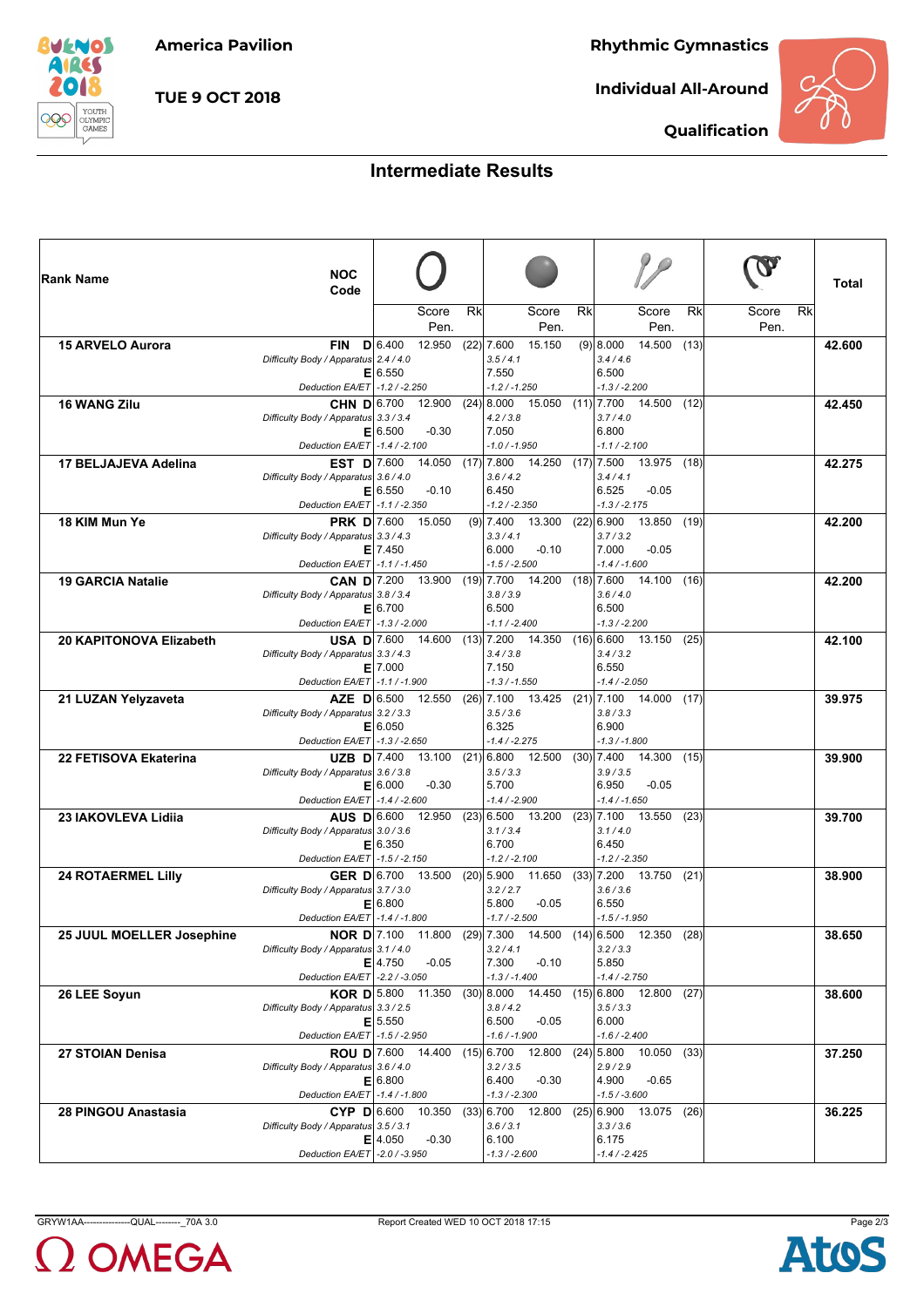America Pavilion

TUE 9 OCT 2018

Rhythmic Gymnastics

Individual All-Around

Qualification

## Intermediate Results

| Rank | Name | NOC Code | | Hoop D | Hoop Score / Pen. | Hoop Rk | Ball D | Ball Score / Pen. | Ball Rk | Clubs D | Clubs Score / Pen. | Clubs Rk | Ribbon Score / Pen. | Ribbon Rk | Total |
|---|---|---|---|---|---|---|---|---|---|---|---|---|---|---|---|
| 15 | ARVELO Aurora | FIN | D | 6.400 | 12.950 | (22) | 7.600 | 15.150 | (9) | 8.000 | 14.500 | (13) | | | 42.600 |
| | | | Difficulty Body / Apparatus | 2.4 / 4.0 | | | 3.5 / 4.1 | | | 3.4 / 4.6 | | | | | |
| | | | E | 6.550 | | | 7.550 | | | 6.500 | | | | | |
| | | | Deduction EA/ET | -1.2 / -2.250 | | | -1.2 / -1.250 | | | -1.3 / -2.200 | | | | | |
| 16 | WANG Zilu | CHN | D | 6.700 | 12.900 | (24) | 8.000 | 15.050 | (11) | 7.700 | 14.500 | (12) | | | 42.450 |
| | | | Difficulty Body / Apparatus | 3.3 / 3.4 | | | 4.2 / 3.8 | | | 3.7 / 4.0 | | | | | |
| | | | E | 6.500 | -0.30 | | 7.050 | | | 6.800 | | | | | |
| | | | Deduction EA/ET | -1.4 / -2.100 | | | -1.0 / -1.950 | | | -1.1 / -2.100 | | | | | |
| 17 | BELJAJEVA Adelina | EST | D | 7.600 | 14.050 | (17) | 7.800 | 14.250 | (17) | 7.500 | 13.975 | (18) | | | 42.275 |
| | | | Difficulty Body / Apparatus | 3.6 / 4.0 | | | 3.6 / 4.2 | | | 3.4 / 4.1 | | | | | |
| | | | E | 6.550 | -0.10 | | 6.450 | | | 6.525 | -0.05 | | | | |
| | | | Deduction EA/ET | -1.1 / -2.350 | | | -1.2 / -2.350 | | | -1.3 / -2.175 | | | | | |
| 18 | KIM Mun Ye | PRK | D | 7.600 | 15.050 | (9) | 7.400 | 13.300 | (22) | 6.900 | 13.850 | (19) | | | 42.200 |
| | | | Difficulty Body / Apparatus | 3.3 / 4.3 | | | 3.3 / 4.1 | | | 3.7 / 3.2 | | | | | |
| | | | E | 7.450 | | | 6.000 | -0.10 | | 7.000 | -0.05 | | | | |
| | | | Deduction EA/ET | -1.1 / -1.450 | | | -1.5 / -2.500 | | | -1.4 / -1.600 | | | | | |
| 19 | GARCIA Natalie | CAN | D | 7.200 | 13.900 | (19) | 7.700 | 14.200 | (18) | 7.600 | 14.100 | (16) | | | 42.200 |
| | | | Difficulty Body / Apparatus | 3.8 / 3.4 | | | 3.8 / 3.9 | | | 3.6 / 4.0 | | | | | |
| | | | E | 6.700 | | | 6.500 | | | 6.500 | | | | | |
| | | | Deduction EA/ET | -1.3 / -2.000 | | | -1.1 / -2.400 | | | -1.3 / -2.200 | | | | | |
| 20 | KAPITONOVA Elizabeth | USA | D | 7.600 | 14.600 | (13) | 7.200 | 14.350 | (16) | 6.600 | 13.150 | (25) | | | 42.100 |
| | | | Difficulty Body / Apparatus | 3.3 / 4.3 | | | 3.4 / 3.8 | | | 3.4 / 3.2 | | | | | |
| | | | E | 7.000 | | | 7.150 | | | 6.550 | | | | | |
| | | | Deduction EA/ET | -1.1 / -1.900 | | | -1.3 / -1.550 | | | -1.4 / -2.050 | | | | | |
| 21 | LUZAN Yelyzaveta | AZE | D | 6.500 | 12.550 | (26) | 7.100 | 13.425 | (21) | 7.100 | 14.000 | (17) | | | 39.975 |
| | | | Difficulty Body / Apparatus | 3.2 / 3.3 | | | 3.5 / 3.6 | | | 3.8 / 3.3 | | | | | |
| | | | E | 6.050 | | | 6.325 | | | 6.900 | | | | | |
| | | | Deduction EA/ET | -1.3 / -2.650 | | | -1.4 / -2.275 | | | -1.3 / -1.800 | | | | | |
| 22 | FETISOVA Ekaterina | UZB | D | 7.400 | 13.100 | (21) | 6.800 | 12.500 | (30) | 7.400 | 14.300 | (15) | | | 39.900 |
| | | | Difficulty Body / Apparatus | 3.6 / 3.8 | | | 3.5 / 3.3 | | | 3.9 / 3.5 | | | | | |
| | | | E | 6.000 | -0.30 | | 5.700 | | | 6.950 | -0.05 | | | | |
| | | | Deduction EA/ET | -1.4 / -2.600 | | | -1.4 / -2.900 | | | -1.4 / -1.650 | | | | | |
| 23 | IAKOVLEVA Lidiia | AUS | D | 6.600 | 12.950 | (23) | 6.500 | 13.200 | (23) | 7.100 | 13.550 | (23) | | | 39.700 |
| | | | Difficulty Body / Apparatus | 3.0 / 3.6 | | | 3.1 / 3.4 | | | 3.1 / 4.0 | | | | | |
| | | | E | 6.350 | | | 6.700 | | | 6.450 | | | | | |
| | | | Deduction EA/ET | -1.5 / -2.150 | | | -1.2 / -2.100 | | | -1.2 / -2.350 | | | | | |
| 24 | ROTAERMEL Lilly | GER | D | 6.700 | 13.500 | (20) | 5.900 | 11.650 | (33) | 7.200 | 13.750 | (21) | | | 38.900 |
| | | | Difficulty Body / Apparatus | 3.7 / 3.0 | | | 3.2 / 2.7 | | | 3.6 / 3.6 | | | | | |
| | | | E | 6.800 | | | 5.800 | -0.05 | | 6.550 | | | | | |
| | | | Deduction EA/ET | -1.4 / -1.800 | | | -1.7 / -2.500 | | | -1.5 / -1.950 | | | | | |
| 25 | JUUL MOELLER Josephine | NOR | D | 7.100 | 11.800 | (29) | 7.300 | 14.500 | (14) | 6.500 | 12.350 | (28) | | | 38.650 |
| | | | Difficulty Body / Apparatus | 3.1 / 4.0 | | | 3.2 / 4.1 | | | 3.2 / 3.3 | | | | | |
| | | | E | 4.750 | -0.05 | | 7.300 | -0.10 | | 5.850 | | | | | |
| | | | Deduction EA/ET | -2.2 / -3.050 | | | -1.3 / -1.400 | | | -1.4 / -2.750 | | | | | |
| 26 | LEE Soyun | KOR | D | 5.800 | 11.350 | (30) | 8.000 | 14.450 | (15) | 6.800 | 12.800 | (27) | | | 38.600 |
| | | | Difficulty Body / Apparatus | 3.3 / 2.5 | | | 3.8 / 4.2 | | | 3.5 / 3.3 | | | | | |
| | | | E | 5.550 | | | 6.500 | -0.05 | | 6.000 | | | | | |
| | | | Deduction EA/ET | -1.5 / -2.950 | | | -1.6 / -1.900 | | | -1.6 / -2.400 | | | | | |
| 27 | STOIAN Denisa | ROU | D | 7.600 | 14.400 | (15) | 6.700 | 12.800 | (24) | 5.800 | 10.050 | (33) | | | 37.250 |
| | | | Difficulty Body / Apparatus | 3.6 / 4.0 | | | 3.2 / 3.5 | | | 2.9 / 2.9 | | | | | |
| | | | E | 6.800 | | | 6.400 | -0.30 | | 4.900 | -0.65 | | | | |
| | | | Deduction EA/ET | -1.4 / -1.800 | | | -1.3 / -2.300 | | | -1.5 / -3.600 | | | | | |
| 28 | PINGOU Anastasia | CYP | D | 6.600 | 10.350 | (33) | 6.700 | 12.800 | (25) | 6.900 | 13.075 | (26) | | | 36.225 |
| | | | Difficulty Body / Apparatus | 3.5 / 3.1 | | | 3.6 / 3.1 | | | 3.3 / 3.6 | | | | | |
| | | | E | 4.050 | -0.30 | | 6.100 | | | 6.175 | | | | | |
| | | | Deduction EA/ET | -2.0 / -3.950 | | | -1.3 / -2.600 | | | -1.4 / -2.425 | | | | | |

GRYW1AA---------------QUAL--------_70A 3.0 Report Created WED 10 OCT 2018 17:15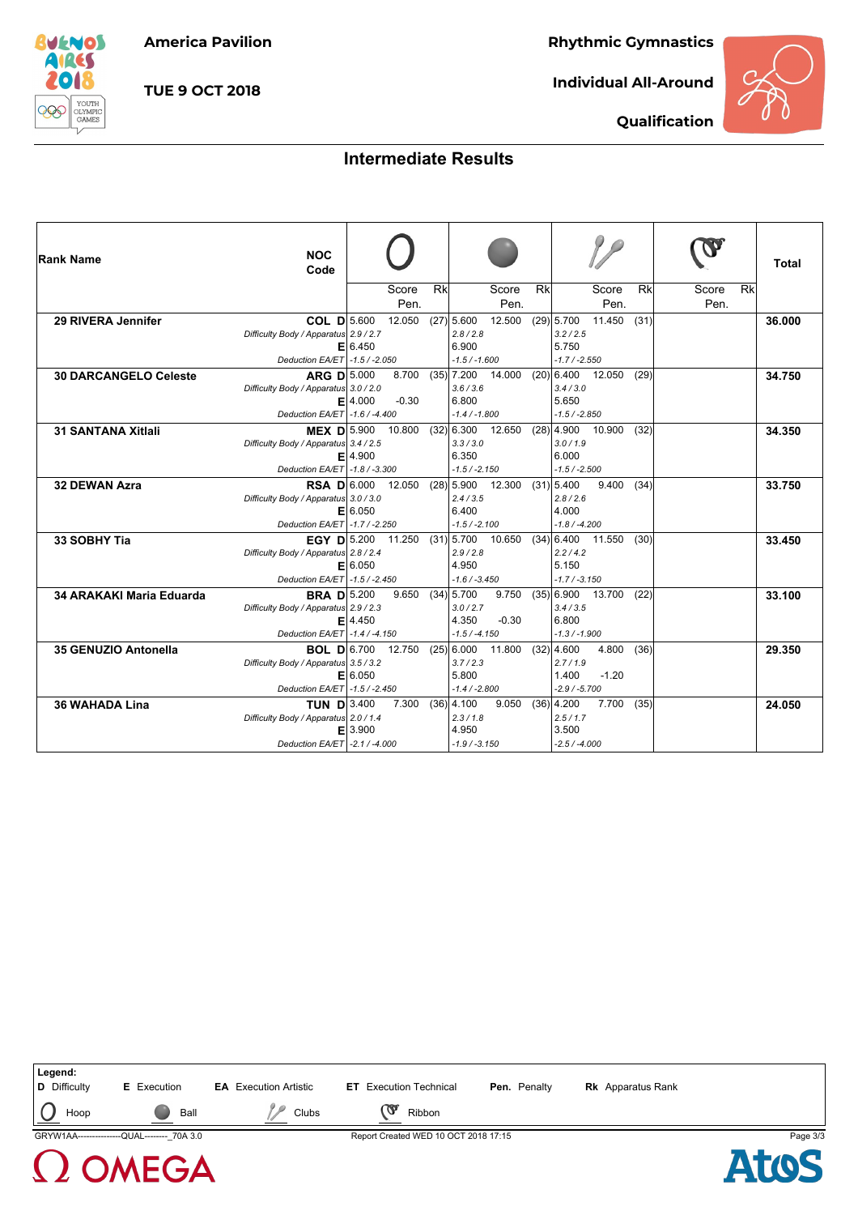America Pavilion

TUE 9 OCT 2018

Rhythmic Gymnastics

Individual All-Around

Qualification

## Intermediate Results

| Rank Name | NOC Code | | Hoop Score | Pen. | Rk | Ball Score | Pen. | Rk | Clubs Score | Pen. | Rk | Ribbon Score | Pen. | Rk | Total |
|---|---|---|---|---|---|---|---|---|---|---|---|---|---|---|---|
| 29 RIVERA Jennifer | COL | D | 5.600 | 12.050 | (27) | 5.600 | 12.500 | (29) | 5.700 | 11.450 | (31) | | | | 36.000 |
| | | *Difficulty Body / Apparatus* | *2.9 / 2.7* | | | *2.8 / 2.8* | | | *3.2 / 2.5* | | | | | | |
| | | E | 6.450 | | | 6.900 | | | 5.750 | | | | | | |
| | | *Deduction EA/ET* | *-1.5 / -2.050* | | | *-1.5 / -1.600* | | | *-1.7 / -2.550* | | | | | | |
| 30 DARCANGELO Celeste | ARG | D | 5.000 | 8.700 | (35) | 7.200 | 14.000 | (20) | 6.400 | 12.050 | (29) | | | | 34.750 |
| | | *Difficulty Body / Apparatus* | *3.0 / 2.0* | | | *3.6 / 3.6* | | | *3.4 / 3.0* | | | | | | |
| | | E | 4.000 | -0.30 | | 6.800 | | | 5.650 | | | | | | |
| | | *Deduction EA/ET* | *-1.6 / -4.400* | | | *-1.4 / -1.800* | | | *-1.5 / -2.850* | | | | | | |
| 31 SANTANA Xitlali | MEX | D | 5.900 | 10.800 | (32) | 6.300 | 12.650 | (28) | 4.900 | 10.900 | (32) | | | | 34.350 |
| | | *Difficulty Body / Apparatus* | *3.4 / 2.5* | | | *3.3 / 3.0* | | | *3.0 / 1.9* | | | | | | |
| | | E | 4.900 | | | 6.350 | | | 6.000 | | | | | | |
| | | *Deduction EA/ET* | *-1.8 / -3.300* | | | *-1.5 / -2.150* | | | *-1.5 / -2.500* | | | | | | |
| 32 DEWAN Azra | RSA | D | 6.000 | 12.050 | (28) | 5.900 | 12.300 | (31) | 5.400 | 9.400 | (34) | | | | 33.750 |
| | | *Difficulty Body / Apparatus* | *3.0 / 3.0* | | | *2.4 / 3.5* | | | *2.8 / 2.6* | | | | | | |
| | | E | 6.050 | | | 6.400 | | | 4.000 | | | | | | |
| | | *Deduction EA/ET* | *-1.7 / -2.250* | | | *-1.5 / -2.100* | | | *-1.8 / -4.200* | | | | | | |
| 33 SOBHY Tia | EGY | D | 5.200 | 11.250 | (31) | 5.700 | 10.650 | (34) | 6.400 | 11.550 | (30) | | | | 33.450 |
| | | *Difficulty Body / Apparatus* | *2.8 / 2.4* | | | *2.9 / 2.8* | | | *2.2 / 4.2* | | | | | | |
| | | E | 6.050 | | | 4.950 | | | 5.150 | | | | | | |
| | | *Deduction EA/ET* | *-1.5 / -2.450* | | | *-1.6 / -3.450* | | | *-1.7 / -3.150* | | | | | | |
| 34 ARAKAKI Maria Eduarda | BRA | D | 5.200 | 9.650 | (34) | 5.700 | 9.750 | (35) | 6.900 | 13.700 | (22) | | | | 33.100 |
| | | *Difficulty Body / Apparatus* | *2.9 / 2.3* | | | *3.0 / 2.7* | | | *3.4 / 3.5* | | | | | | |
| | | E | 4.450 | | | 4.350 | -0.30 | | 6.800 | | | | | | |
| | | *Deduction EA/ET* | *-1.4 / -4.150* | | | *-1.5 / -4.150* | | | *-1.3 / -1.900* | | | | | | |
| 35 GENUZIO Antonella | BOL | D | 6.700 | 12.750 | (25) | 6.000 | 11.800 | (32) | 4.600 | 4.800 | (36) | | | | 29.350 |
| | | *Difficulty Body / Apparatus* | *3.5 / 3.2* | | | *3.7 / 2.3* | | | *2.7 / 1.9* | | | | | | |
| | | E | 6.050 | | | 5.800 | | | 1.400 | -1.20 | | | | | |
| | | *Deduction EA/ET* | *-1.5 / -2.450* | | | *-1.4 / -2.800* | | | *-2.9 / -5.700* | | | | | | |
| 36 WAHADA Lina | TUN | D | 3.400 | 7.300 | (36) | 4.100 | 9.050 | (36) | 4.200 | 7.700 | (35) | | | | 24.050 |
| | | *Difficulty Body / Apparatus* | *2.0 / 1.4* | | | *2.3 / 1.8* | | | *2.5 / 1.7* | | | | | | |
| | | E | 3.900 | | | 4.950 | | | 3.500 | | | | | | |
| | | *Deduction EA/ET* | *-2.1 / -4.000* | | | *-1.9 / -3.150* | | | *-2.5 / -4.000* | | | | | | |

**Legend:**
**D** Difficulty **E** Execution **EA** Execution Artistic **ET** Execution Technical **Pen.** Penalty **Rk** Apparatus Rank
Hoop Ball Clubs Ribbon

GRYW1AA---------------QUAL--------_70A 3.0 Report Created WED 10 OCT 2018 17:15